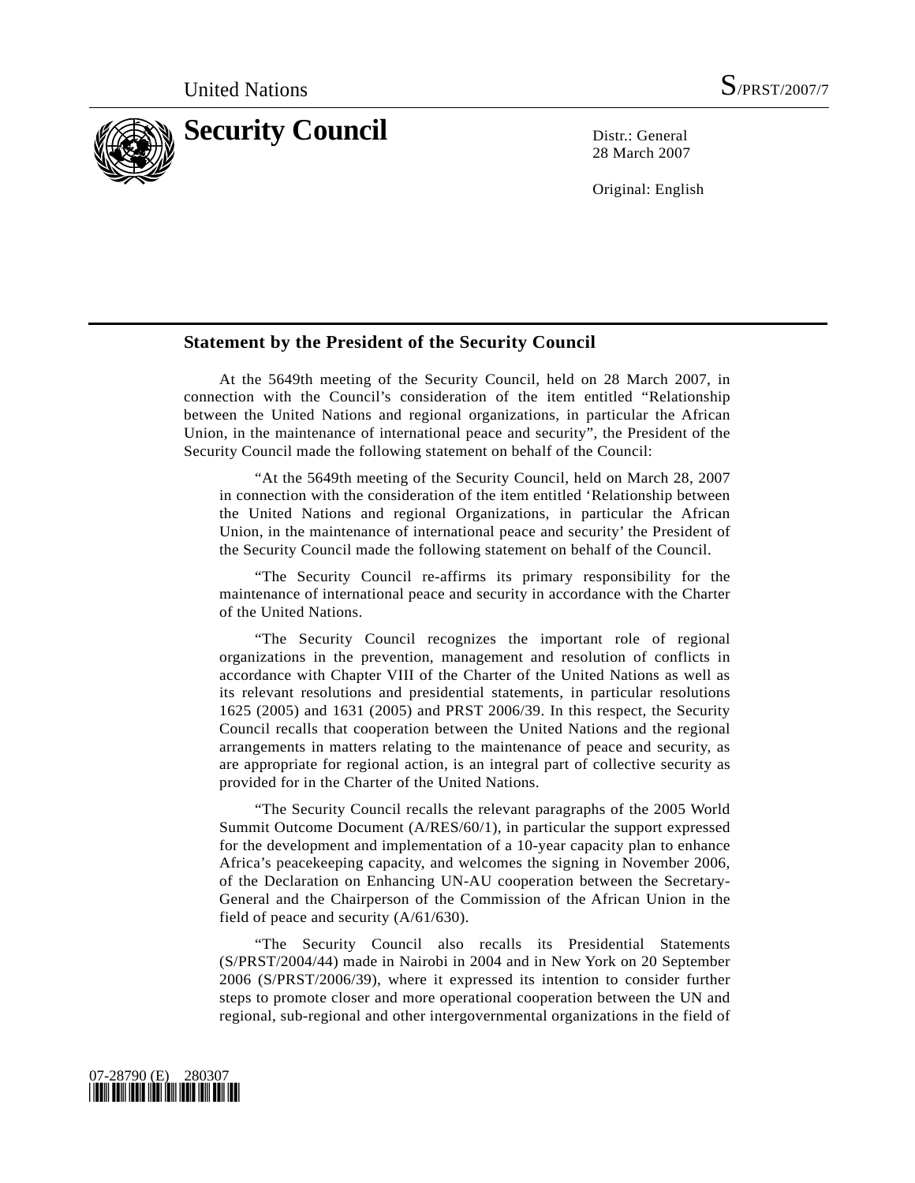United Nations S/PRST/2007/7

# Security Council

Distr.: General
28 March 2007

Original: English

## Statement by the President of the Security Council

At the 5649th meeting of the Security Council, held on 28 March 2007, in connection with the Council's consideration of the item entitled "Relationship between the United Nations and regional organizations, in particular the African Union, in the maintenance of international peace and security", the President of the Security Council made the following statement on behalf of the Council:

> "At the 5649th meeting of the Security Council, held on March 28, 2007 in connection with the consideration of the item entitled 'Relationship between the United Nations and regional Organizations, in particular the African Union, in the maintenance of international peace and security' the President of the Security Council made the following statement on behalf of the Council.
>
> "The Security Council re-affirms its primary responsibility for the maintenance of international peace and security in accordance with the Charter of the United Nations.
>
> "The Security Council recognizes the important role of regional organizations in the prevention, management and resolution of conflicts in accordance with Chapter VIII of the Charter of the United Nations as well as its relevant resolutions and presidential statements, in particular resolutions 1625 (2005) and 1631 (2005) and PRST 2006/39. In this respect, the Security Council recalls that cooperation between the United Nations and the regional arrangements in matters relating to the maintenance of peace and security, as are appropriate for regional action, is an integral part of collective security as provided for in the Charter of the United Nations.
>
> "The Security Council recalls the relevant paragraphs of the 2005 World Summit Outcome Document (A/RES/60/1), in particular the support expressed for the development and implementation of a 10-year capacity plan to enhance Africa's peacekeeping capacity, and welcomes the signing in November 2006, of the Declaration on Enhancing UN-AU cooperation between the Secretary-General and the Chairperson of the Commission of the African Union in the field of peace and security (A/61/630).
>
> "The Security Council also recalls its Presidential Statements (S/PRST/2004/44) made in Nairobi in 2004 and in New York on 20 September 2006 (S/PRST/2006/39), where it expressed its intention to consider further steps to promote closer and more operational cooperation between the UN and regional, sub-regional and other intergovernmental organizations in the field of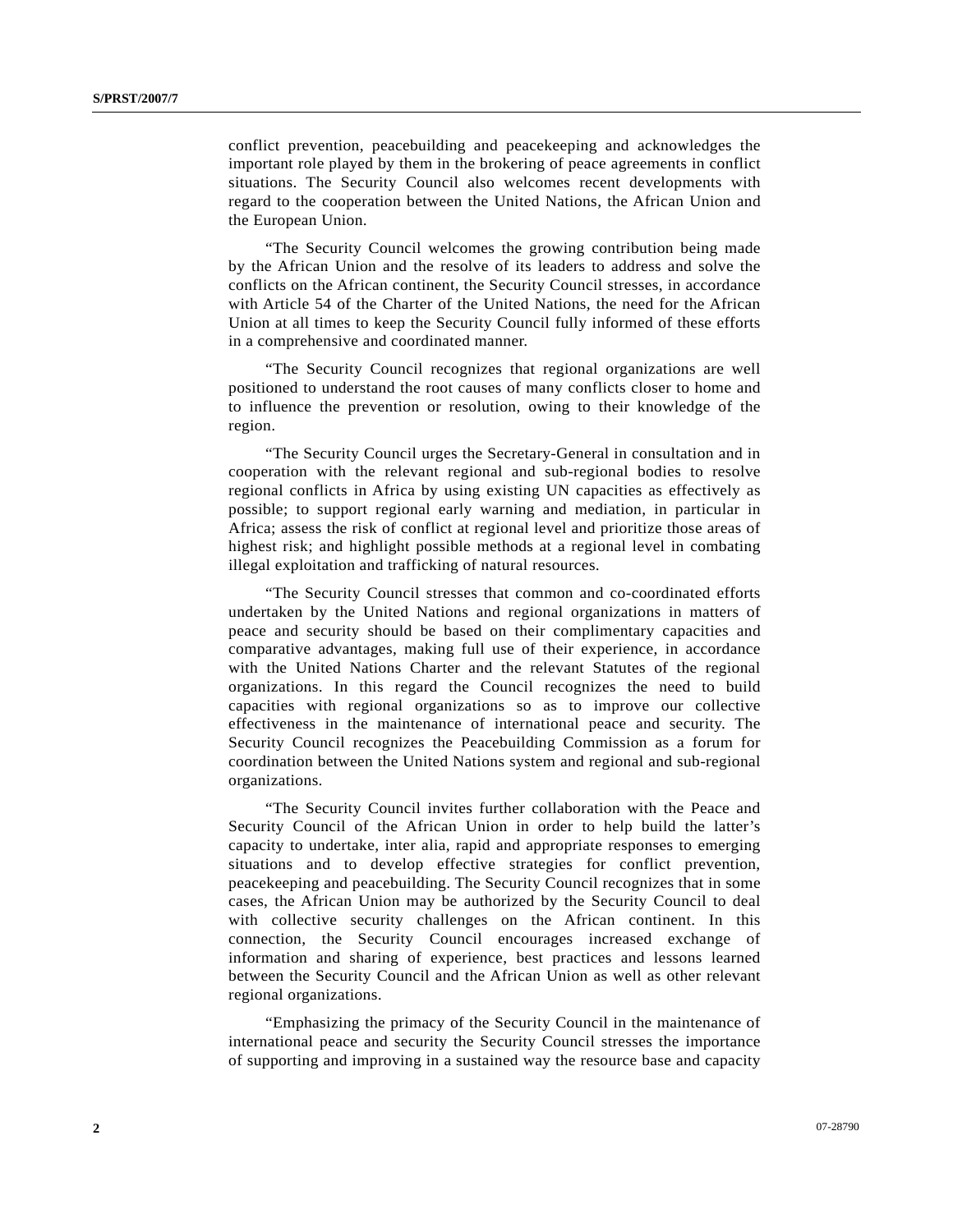conflict prevention, peacebuilding and peacekeeping and acknowledges the important role played by them in the brokering of peace agreements in conflict situations. The Security Council also welcomes recent developments with regard to the cooperation between the United Nations, the African Union and the European Union.

"The Security Council welcomes the growing contribution being made by the African Union and the resolve of its leaders to address and solve the conflicts on the African continent, the Security Council stresses, in accordance with Article 54 of the Charter of the United Nations, the need for the African Union at all times to keep the Security Council fully informed of these efforts in a comprehensive and coordinated manner.

"The Security Council recognizes that regional organizations are well positioned to understand the root causes of many conflicts closer to home and to influence the prevention or resolution, owing to their knowledge of the region.

"The Security Council urges the Secretary-General in consultation and in cooperation with the relevant regional and sub-regional bodies to resolve regional conflicts in Africa by using existing UN capacities as effectively as possible; to support regional early warning and mediation, in particular in Africa; assess the risk of conflict at regional level and prioritize those areas of highest risk; and highlight possible methods at a regional level in combating illegal exploitation and trafficking of natural resources.

"The Security Council stresses that common and co-coordinated efforts undertaken by the United Nations and regional organizations in matters of peace and security should be based on their complimentary capacities and comparative advantages, making full use of their experience, in accordance with the United Nations Charter and the relevant Statutes of the regional organizations. In this regard the Council recognizes the need to build capacities with regional organizations so as to improve our collective effectiveness in the maintenance of international peace and security. The Security Council recognizes the Peacebuilding Commission as a forum for coordination between the United Nations system and regional and sub-regional organizations.

"The Security Council invites further collaboration with the Peace and Security Council of the African Union in order to help build the latter's capacity to undertake, inter alia, rapid and appropriate responses to emerging situations and to develop effective strategies for conflict prevention, peacekeeping and peacebuilding. The Security Council recognizes that in some cases, the African Union may be authorized by the Security Council to deal with collective security challenges on the African continent. In this connection, the Security Council encourages increased exchange of information and sharing of experience, best practices and lessons learned between the Security Council and the African Union as well as other relevant regional organizations.

"Emphasizing the primacy of the Security Council in the maintenance of international peace and security the Security Council stresses the importance of supporting and improving in a sustained way the resource base and capacity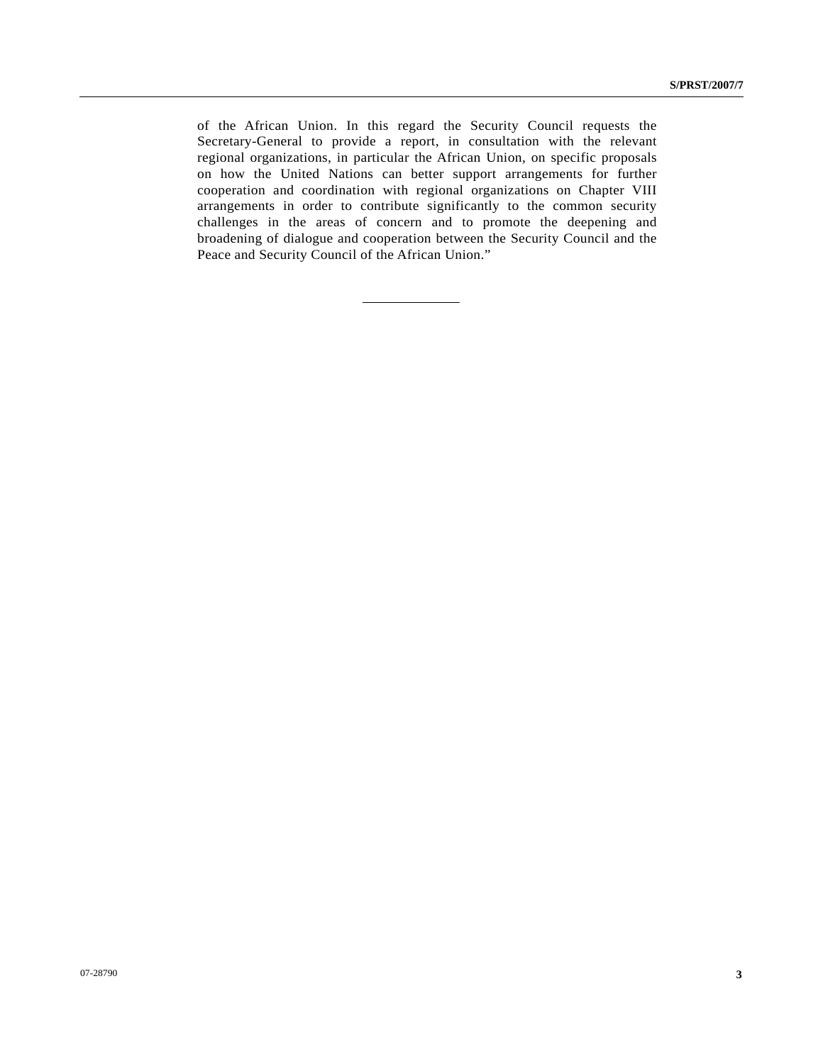of the African Union. In this regard the Security Council requests the Secretary-General to provide a report, in consultation with the relevant regional organizations, in particular the African Union, on specific proposals on how the United Nations can better support arrangements for further cooperation and coordination with regional organizations on Chapter VIII arrangements in order to contribute significantly to the common security challenges in the areas of concern and to promote the deepening and broadening of dialogue and cooperation between the Security Council and the Peace and Security Council of the African Union."